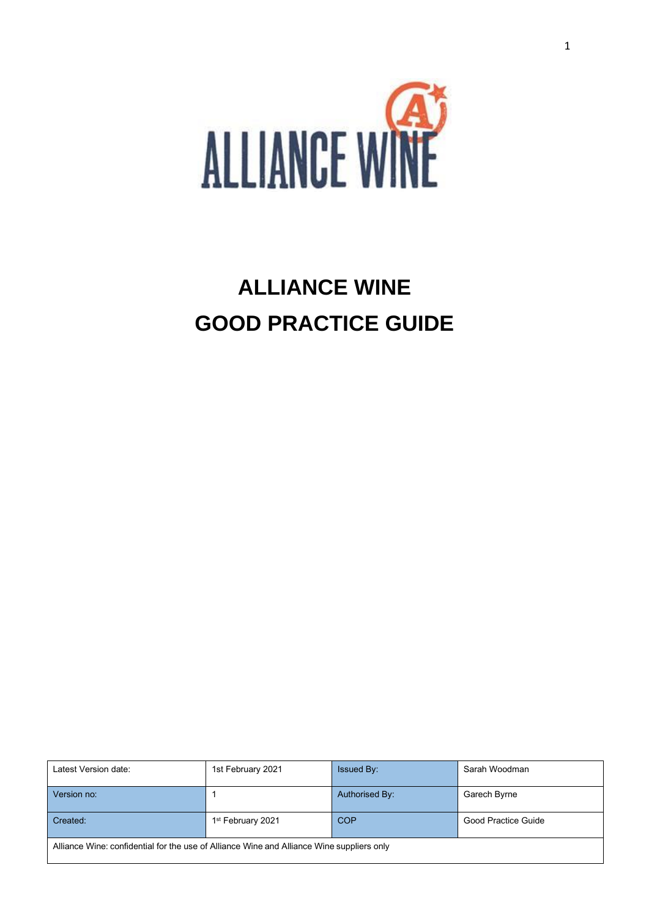# ALLIANCE WINE
# GOOD PRACTICE GUIDE

| Latest Version date: | 1st February 2021 | Issued By: | Sarah Woodman |
|---|---|---|---|
| Version no: | 1 | Authorised By: | Garech Byrne |
| Created: | 1st February 2021 | COP | Good Practice Guide |
| Alliance Wine: confidential for the use of Alliance Wine and Alliance Wine suppliers only | | | |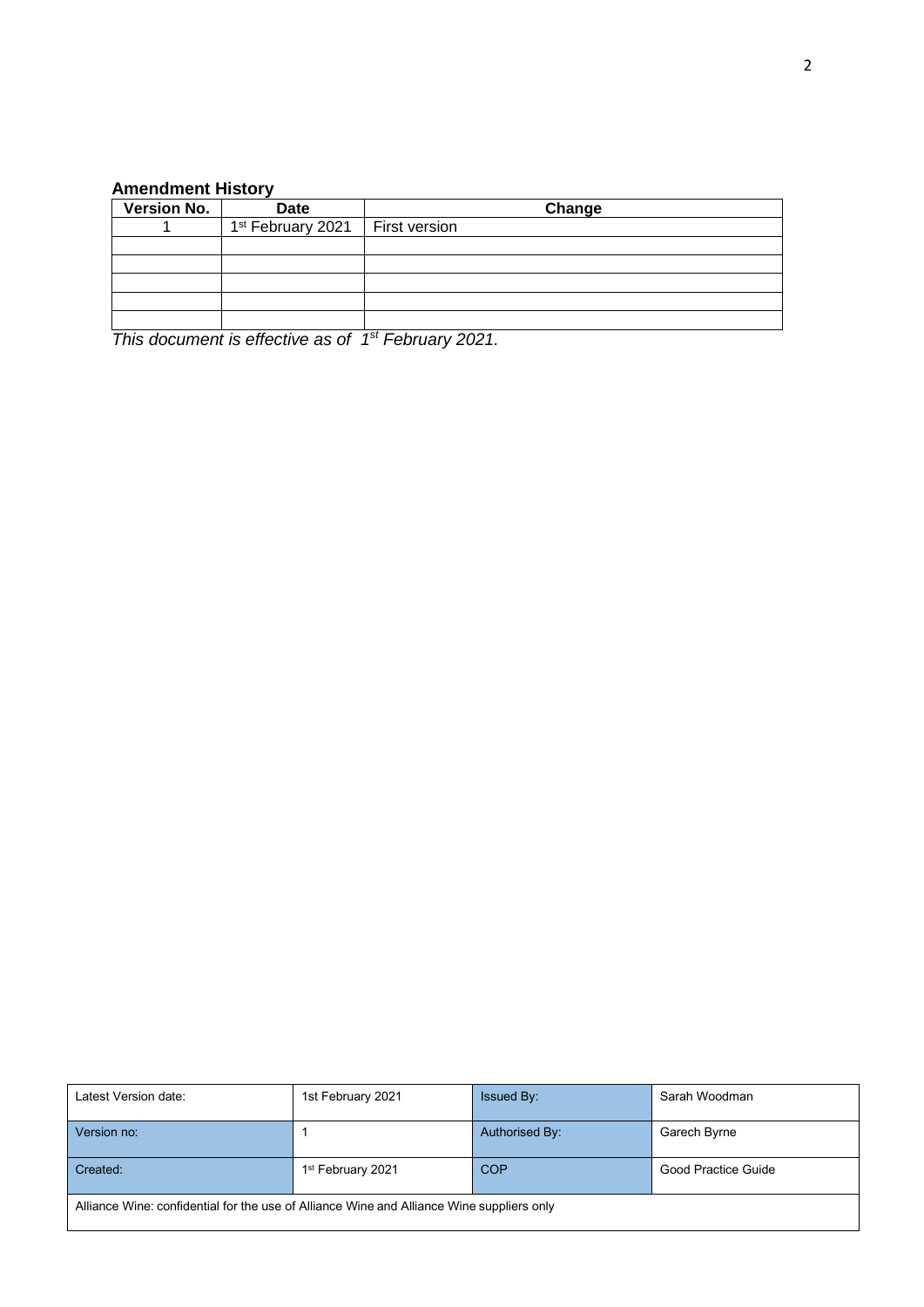**Amendment History**

| Version No. | Date | Change |
|---|---|---|
| 1 | 1st February 2021 | First version |
| | | |
| | | |
| | | |
| | | |
| | | |

*This document is effective as of 1st February 2021.*

| Latest Version date: | 1st February 2021 | Issued By: | Sarah Woodman |
|---|---|---|---|
| Version no: | 1 | Authorised By: | Garech Byrne |
| Created: | 1st February 2021 | COP | Good Practice Guide |
| Alliance Wine: confidential for the use of Alliance Wine and Alliance Wine suppliers only | | | |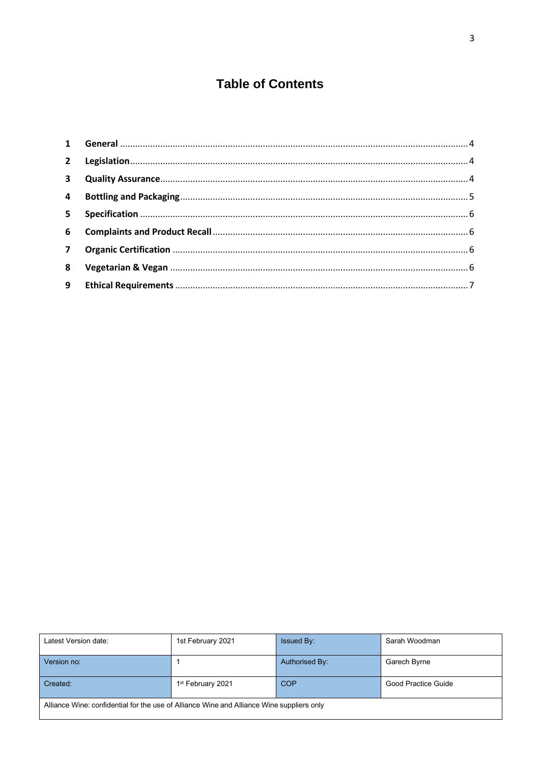# Table of Contents

| | | |
|---|---|---|
| 1 | **General** | 4 |
| 2 | **Legislation** | 4 |
| 3 | **Quality Assurance** | 4 |
| 4 | **Bottling and Packaging** | 5 |
| 5 | **Specification** | 6 |
| 6 | **Complaints and Product Recall** | 6 |
| 7 | **Organic Certification** | 6 |
| 8 | **Vegetarian & Vegan** | 6 |
| 9 | **Ethical Requirements** | 7 |

| Latest Version date: | 1st February 2021 | Issued By: | Sarah Woodman |
|---|---|---|---|
| Version no: | 1 | Authorised By: | Garech Byrne |
| Created: | 1st February 2021 | COP | Good Practice Guide |
| Alliance Wine: confidential for the use of Alliance Wine and Alliance Wine suppliers only | | | |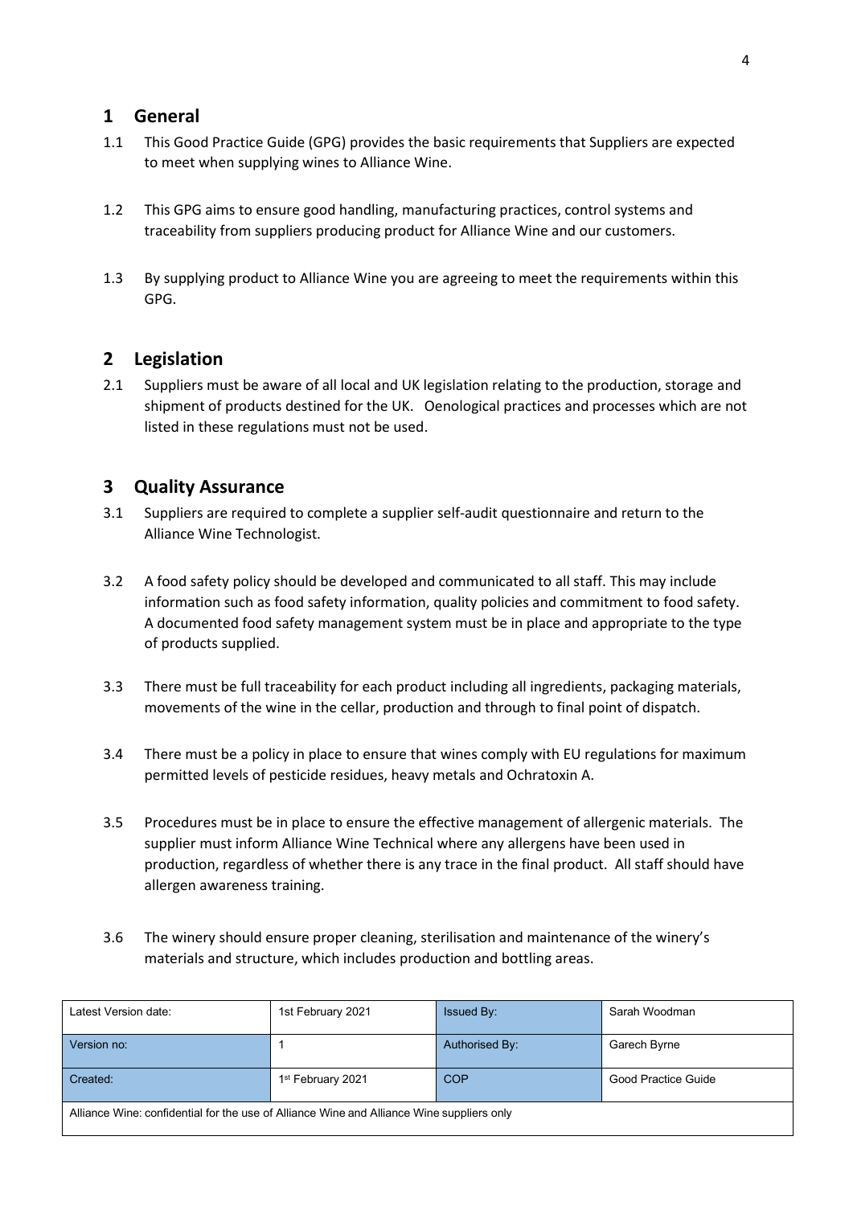## 1 General

1.1 This Good Practice Guide (GPG) provides the basic requirements that Suppliers are expected to meet when supplying wines to Alliance Wine.

1.2 This GPG aims to ensure good handling, manufacturing practices, control systems and traceability from suppliers producing product for Alliance Wine and our customers.

1.3 By supplying product to Alliance Wine you are agreeing to meet the requirements within this GPG.

## 2 Legislation

2.1 Suppliers must be aware of all local and UK legislation relating to the production, storage and shipment of products destined for the UK. Oenological practices and processes which are not listed in these regulations must not be used.

## 3 Quality Assurance

3.1 Suppliers are required to complete a supplier self-audit questionnaire and return to the Alliance Wine Technologist.

3.2 A food safety policy should be developed and communicated to all staff. This may include information such as food safety information, quality policies and commitment to food safety. A documented food safety management system must be in place and appropriate to the type of products supplied.

3.3 There must be full traceability for each product including all ingredients, packaging materials, movements of the wine in the cellar, production and through to final point of dispatch.

3.4 There must be a policy in place to ensure that wines comply with EU regulations for maximum permitted levels of pesticide residues, heavy metals and Ochratoxin A.

3.5 Procedures must be in place to ensure the effective management of allergenic materials. The supplier must inform Alliance Wine Technical where any allergens have been used in production, regardless of whether there is any trace in the final product. All staff should have allergen awareness training.

3.6 The winery should ensure proper cleaning, sterilisation and maintenance of the winery's materials and structure, which includes production and bottling areas.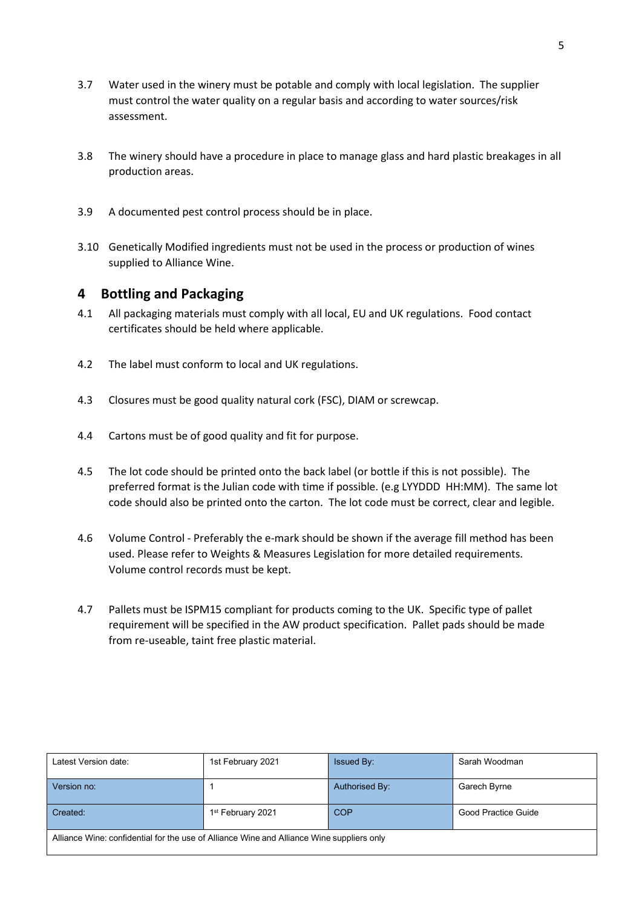3.7 Water used in the winery must be potable and comply with local legislation. The supplier must control the water quality on a regular basis and according to water sources/risk assessment.

3.8 The winery should have a procedure in place to manage glass and hard plastic breakages in all production areas.

3.9 A documented pest control process should be in place.

3.10 Genetically Modified ingredients must not be used in the process or production of wines supplied to Alliance Wine.

## 4 Bottling and Packaging

4.1 All packaging materials must comply with all local, EU and UK regulations. Food contact certificates should be held where applicable.

4.2 The label must conform to local and UK regulations.

4.3 Closures must be good quality natural cork (FSC), DIAM or screwcap.

4.4 Cartons must be of good quality and fit for purpose.

4.5 The lot code should be printed onto the back label (or bottle if this is not possible). The preferred format is the Julian code with time if possible. (e.g LYYDDD HH:MM). The same lot code should also be printed onto the carton. The lot code must be correct, clear and legible.

4.6 Volume Control - Preferably the e-mark should be shown if the average fill method has been used. Please refer to Weights & Measures Legislation for more detailed requirements. Volume control records must be kept.

4.7 Pallets must be ISPM15 compliant for products coming to the UK. Specific type of pallet requirement will be specified in the AW product specification. Pallet pads should be made from re-useable, taint free plastic material.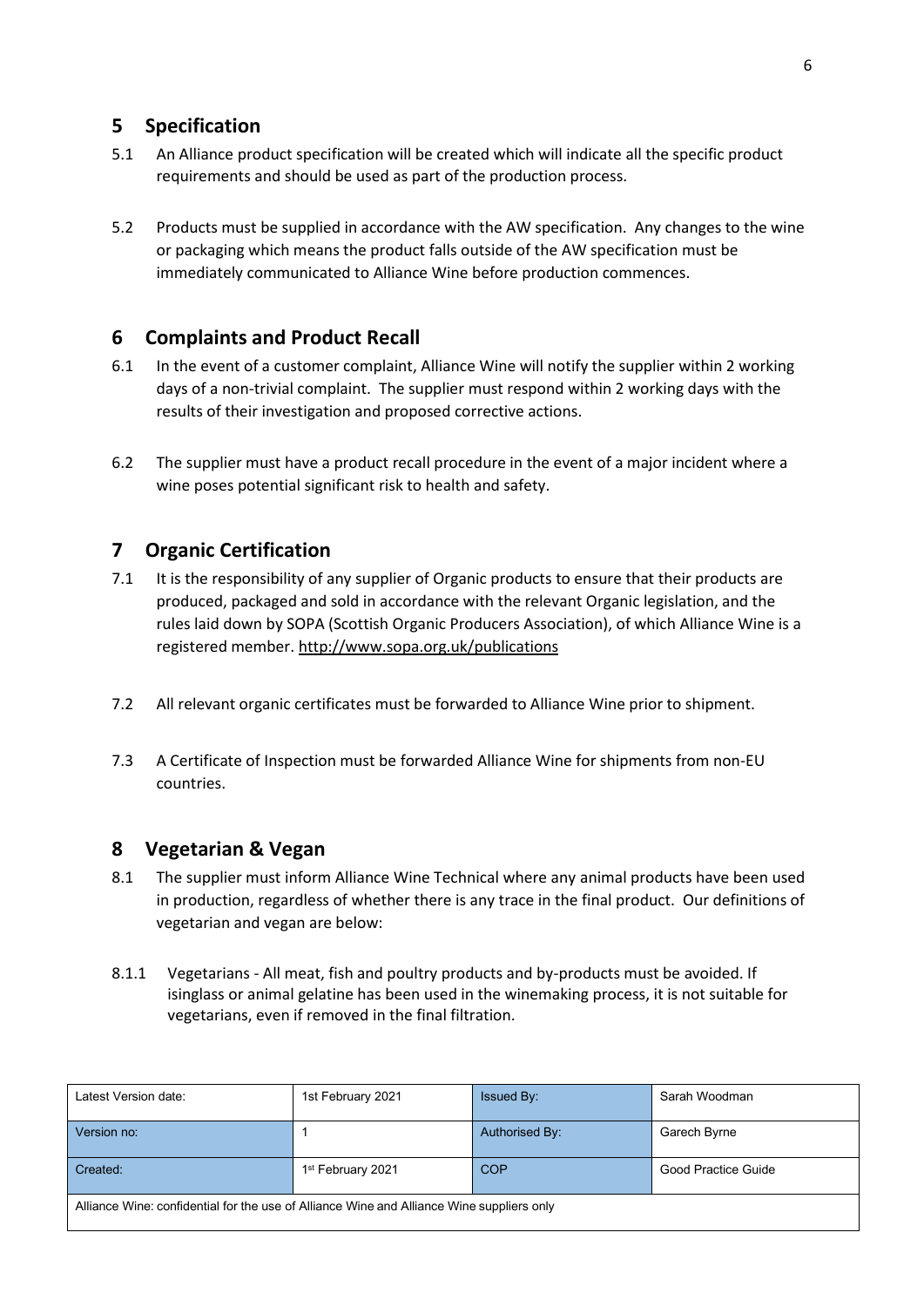## 5 Specification

5.1 An Alliance product specification will be created which will indicate all the specific product requirements and should be used as part of the production process.

5.2 Products must be supplied in accordance with the AW specification. Any changes to the wine or packaging which means the product falls outside of the AW specification must be immediately communicated to Alliance Wine before production commences.

## 6 Complaints and Product Recall

6.1 In the event of a customer complaint, Alliance Wine will notify the supplier within 2 working days of a non-trivial complaint. The supplier must respond within 2 working days with the results of their investigation and proposed corrective actions.

6.2 The supplier must have a product recall procedure in the event of a major incident where a wine poses potential significant risk to health and safety.

## 7 Organic Certification

7.1 It is the responsibility of any supplier of Organic products to ensure that their products are produced, packaged and sold in accordance with the relevant Organic legislation, and the rules laid down by SOPA (Scottish Organic Producers Association), of which Alliance Wine is a registered member. http://www.sopa.org.uk/publications

7.2 All relevant organic certificates must be forwarded to Alliance Wine prior to shipment.

7.3 A Certificate of Inspection must be forwarded Alliance Wine for shipments from non-EU countries.

## 8 Vegetarian & Vegan

8.1 The supplier must inform Alliance Wine Technical where any animal products have been used in production, regardless of whether there is any trace in the final product. Our definitions of vegetarian and vegan are below:

8.1.1 Vegetarians - All meat, fish and poultry products and by-products must be avoided. If isinglass or animal gelatine has been used in the winemaking process, it is not suitable for vegetarians, even if removed in the final filtration.

| Latest Version date: | 1st February 2021 | Issued By: | Sarah Woodman |
|---|---|---|---|
| Version no: | 1 | Authorised By: | Garech Byrne |
| Created: | 1st February 2021 | COP | Good Practice Guide |
| Alliance Wine: confidential for the use of Alliance Wine and Alliance Wine suppliers only | | | |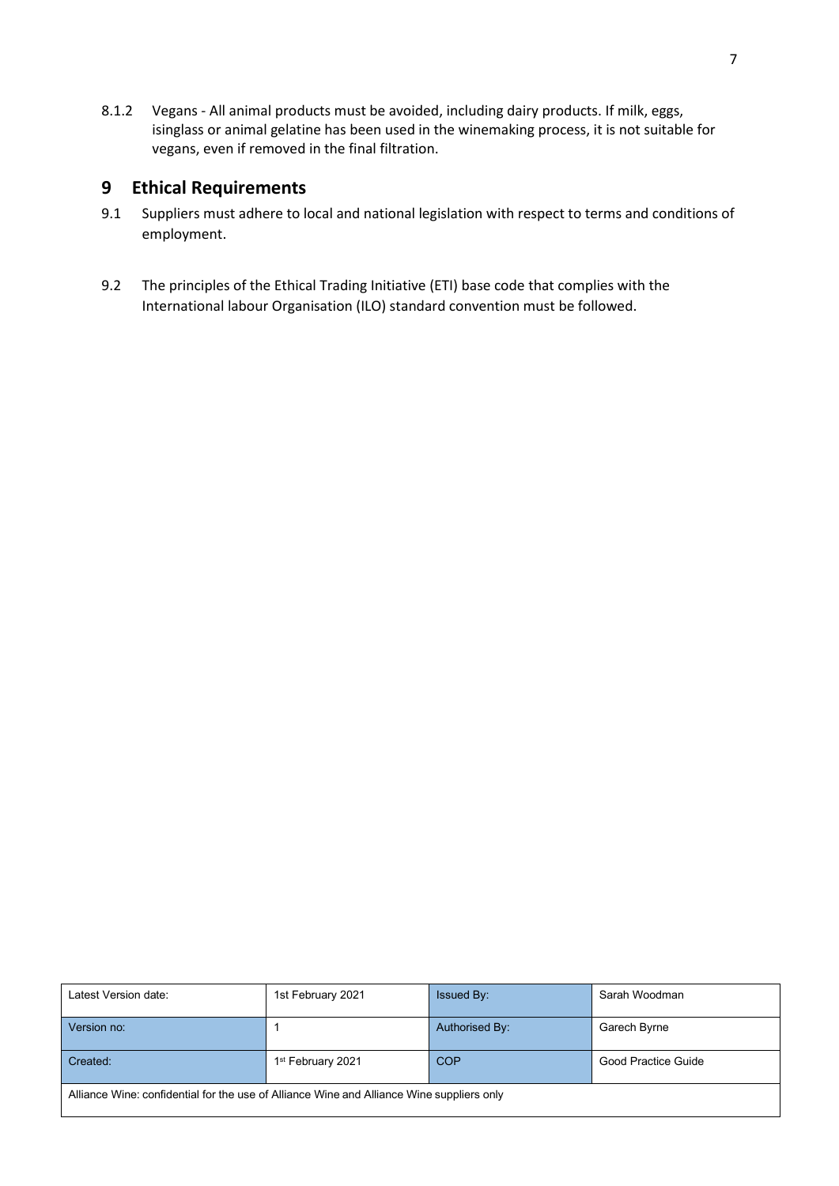8.1.2 Vegans - All animal products must be avoided, including dairy products. If milk, eggs, isinglass or animal gelatine has been used in the winemaking process, it is not suitable for vegans, even if removed in the final filtration.

## 9 Ethical Requirements

9.1 Suppliers must adhere to local and national legislation with respect to terms and conditions of employment.

9.2 The principles of the Ethical Trading Initiative (ETI) base code that complies with the International labour Organisation (ILO) standard convention must be followed.